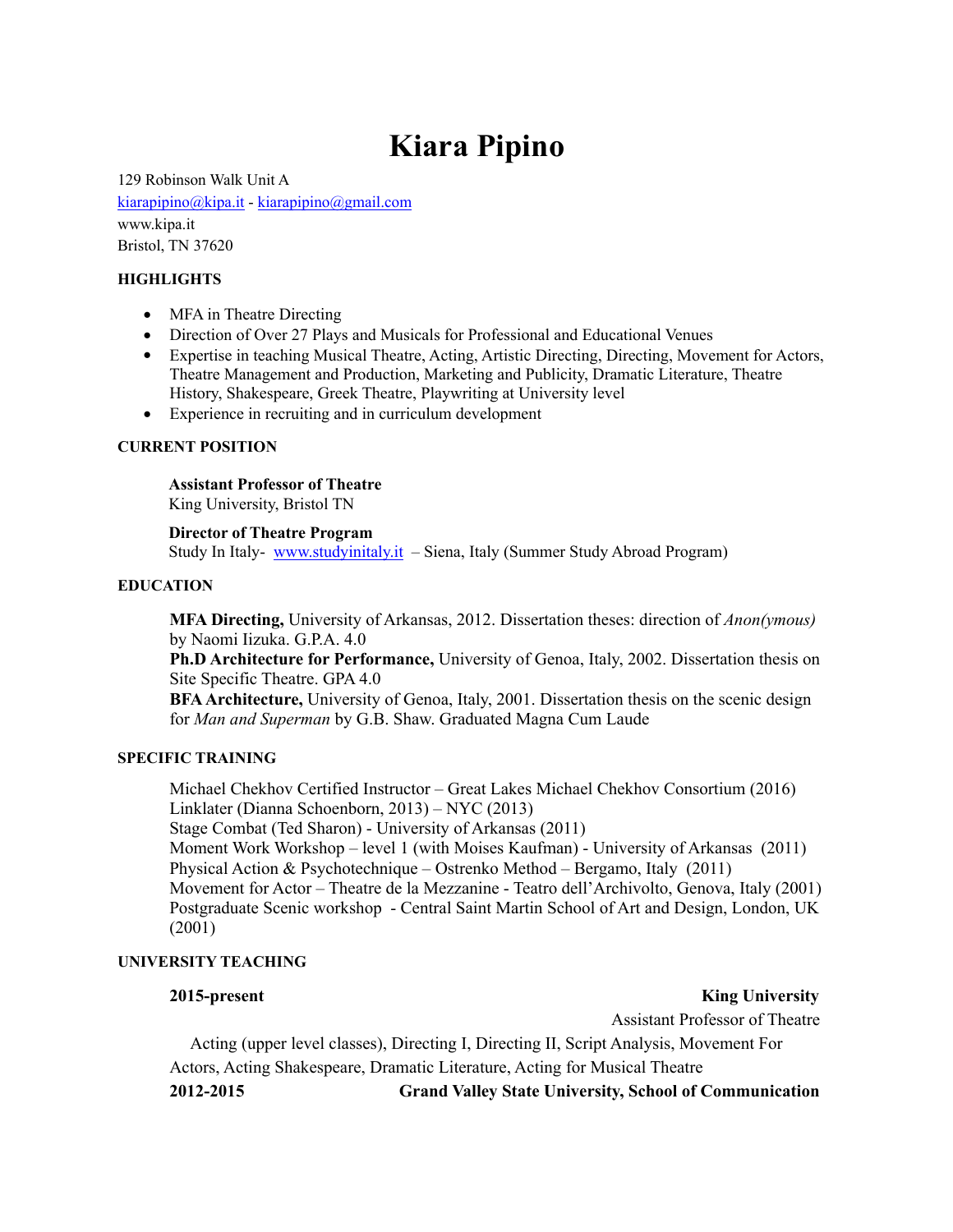# Kiara Pipino

129 Robinson Walk Unit A
kiarapipino@kipa.it - kiarapipino@gmail.com
www.kipa.it
Bristol, TN 37620

### HIGHLIGHTS

- MFA in Theatre Directing
- Direction of Over 27 Plays and Musicals for Professional and Educational Venues
- Expertise in teaching Musical Theatre, Acting, Artistic Directing, Directing, Movement for Actors, Theatre Management and Production, Marketing and Publicity, Dramatic Literature, Theatre History, Shakespeare, Greek Theatre, Playwriting at University level
- Experience in recruiting and in curriculum development

### CURRENT POSITION

**Assistant Professor of Theatre**
King University, Bristol TN

**Director of Theatre Program**
Study In Italy- www.studyinitaly.it – Siena, Italy (Summer Study Abroad Program)

### EDUCATION

**MFA Directing,** University of Arkansas, 2012. Dissertation theses: direction of *Anon(ymous)* by Naomi Iizuka. G.P.A. 4.0
**Ph.D Architecture for Performance,** University of Genoa, Italy, 2002. Dissertation thesis on Site Specific Theatre. GPA 4.0
**BFA Architecture,** University of Genoa, Italy, 2001. Dissertation thesis on the scenic design for *Man and Superman* by G.B. Shaw. Graduated Magna Cum Laude

### SPECIFIC TRAINING

Michael Chekhov Certified Instructor – Great Lakes Michael Chekhov Consortium (2016)
Linklater (Dianna Schoenborn, 2013) – NYC (2013)
Stage Combat (Ted Sharon) - University of Arkansas (2011)
Moment Work Workshop – level 1 (with Moises Kaufman) - University of Arkansas (2011)
Physical Action & Psychotechnique – Ostrenko Method – Bergamo, Italy (2011)
Movement for Actor – Theatre de la Mezzanine - Teatro dell'Archivolto, Genova, Italy (2001)
Postgraduate Scenic workshop - Central Saint Martin School of Art and Design, London, UK (2001)

### UNIVERSITY TEACHING

**2015-present** — **King University**
Assistant Professor of Theatre

Acting (upper level classes), Directing I, Directing II, Script Analysis, Movement For Actors, Acting Shakespeare, Dramatic Literature, Acting for Musical Theatre

**2012-2015** — **Grand Valley State University, School of Communication**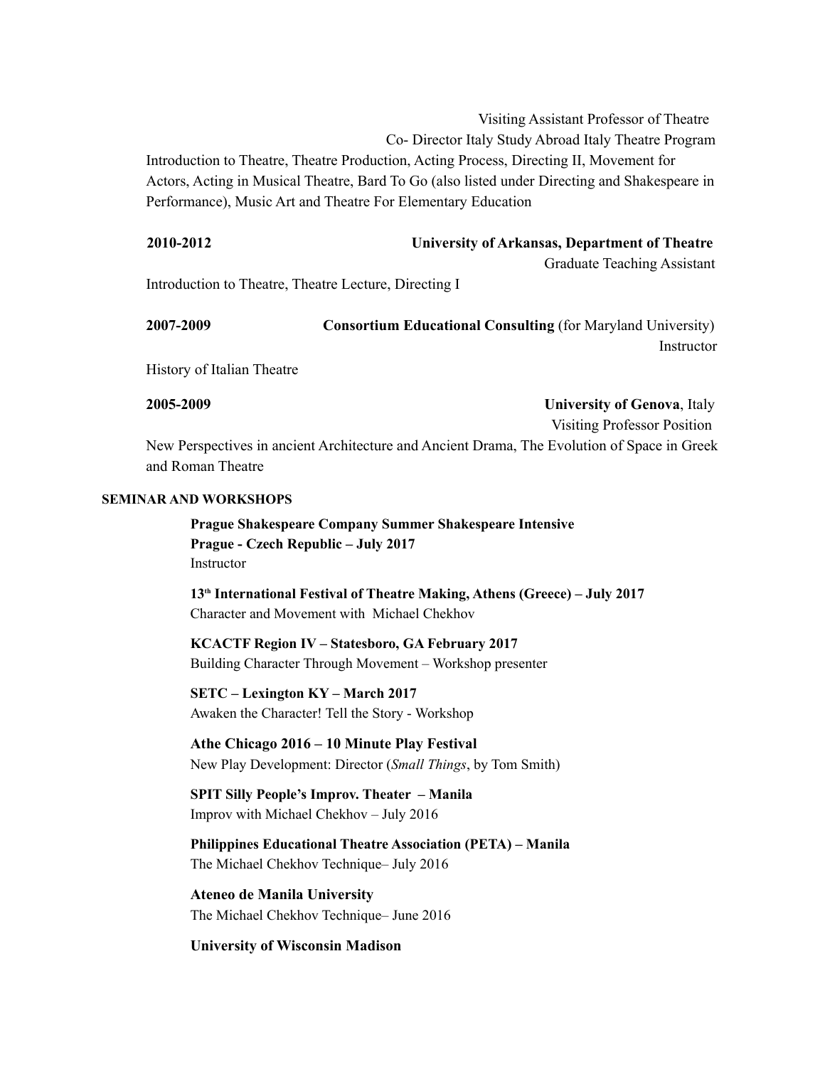Visiting Assistant Professor of Theatre
Co- Director Italy Study Abroad Italy Theatre Program

Introduction to Theatre, Theatre Production, Acting Process, Directing II, Movement for Actors, Acting in Musical Theatre, Bard To Go (also listed under Directing and Shakespeare in Performance), Music Art and Theatre For Elementary Education

**2010-2012** **University of Arkansas, Department of Theatre**
Graduate Teaching Assistant

Introduction to Theatre, Theatre Lecture, Directing I

**2007-2009** **Consortium Educational Consulting** (for Maryland University)
Instructor

History of Italian Theatre

**2005-2009** **University of Genova**, Italy
Visiting Professor Position

New Perspectives in ancient Architecture and Ancient Drama, The Evolution of Space in Greek and Roman Theatre

**SEMINAR AND WORKSHOPS**

**Prague Shakespeare Company Summer Shakespeare Intensive**
**Prague - Czech Republic – July 2017**
Instructor

**13th International Festival of Theatre Making, Athens (Greece) – July 2017**
Character and Movement with Michael Chekhov

**KCACTF Region IV – Statesboro, GA February 2017**
Building Character Through Movement – Workshop presenter

**SETC – Lexington KY – March 2017**
Awaken the Character! Tell the Story - Workshop

**Athe Chicago 2016 – 10 Minute Play Festival**
New Play Development: Director (*Small Things*, by Tom Smith)

**SPIT Silly People's Improv. Theater – Manila**
Improv with Michael Chekhov – July 2016

**Philippines Educational Theatre Association (PETA) – Manila**
The Michael Chekhov Technique– July 2016

**Ateneo de Manila University**
The Michael Chekhov Technique– June 2016

**University of Wisconsin Madison**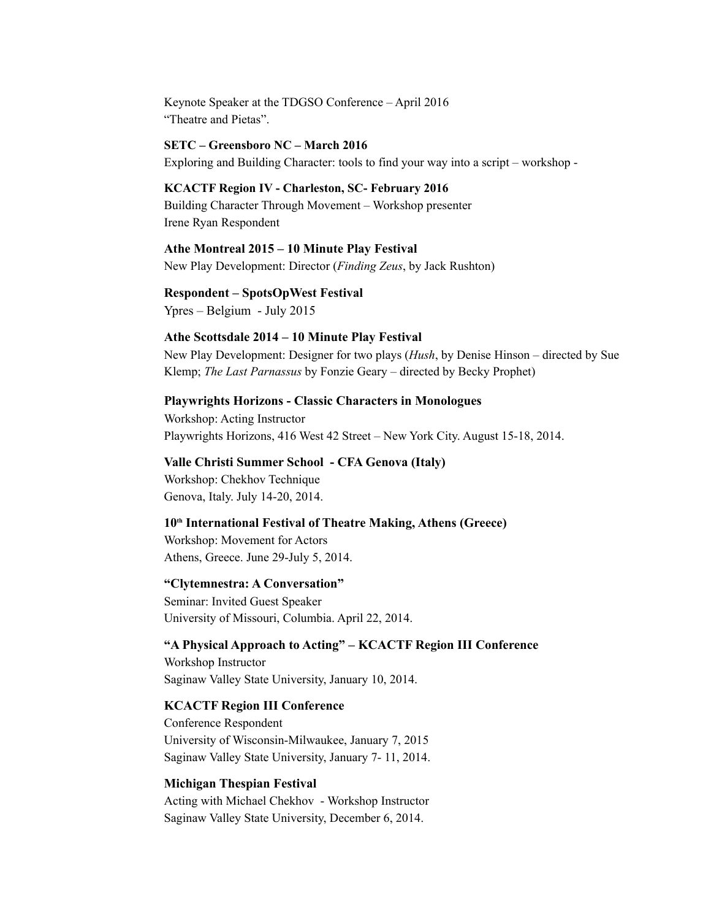Keynote Speaker at the TDGSO Conference – April 2016
"Theatre and Pietas".

**SETC – Greensboro NC – March 2016**
Exploring and Building Character: tools to find your way into a script – workshop -

**KCACTF Region IV - Charleston, SC- February 2016**
Building Character Through Movement – Workshop presenter
Irene Ryan Respondent

**Athe Montreal 2015 – 10 Minute Play Festival**
New Play Development: Director (*Finding Zeus*, by Jack Rushton)

**Respondent – SpotsOpWest Festival**
Ypres – Belgium - July 2015

**Athe Scottsdale 2014 – 10 Minute Play Festival**
New Play Development: Designer for two plays (*Hush*, by Denise Hinson – directed by Sue Klemp; *The Last Parnassus* by Fonzie Geary – directed by Becky Prophet)

**Playwrights Horizons - Classic Characters in Monologues**
Workshop: Acting Instructor
Playwrights Horizons, 416 West 42 Street – New York City. August 15-18, 2014.

**Valle Christi Summer School - CFA Genova (Italy)**
Workshop: Chekhov Technique
Genova, Italy. July 14-20, 2014.

**10th International Festival of Theatre Making, Athens (Greece)**
Workshop: Movement for Actors
Athens, Greece. June 29-July 5, 2014.

**"Clytemnestra: A Conversation"**
Seminar: Invited Guest Speaker
University of Missouri, Columbia. April 22, 2014.

**"A Physical Approach to Acting" – KCACTF Region III Conference**
Workshop Instructor
Saginaw Valley State University, January 10, 2014.

**KCACTF Region III Conference**
Conference Respondent
University of Wisconsin-Milwaukee, January 7, 2015
Saginaw Valley State University, January 7- 11, 2014.

**Michigan Thespian Festival**
Acting with Michael Chekhov - Workshop Instructor
Saginaw Valley State University, December 6, 2014.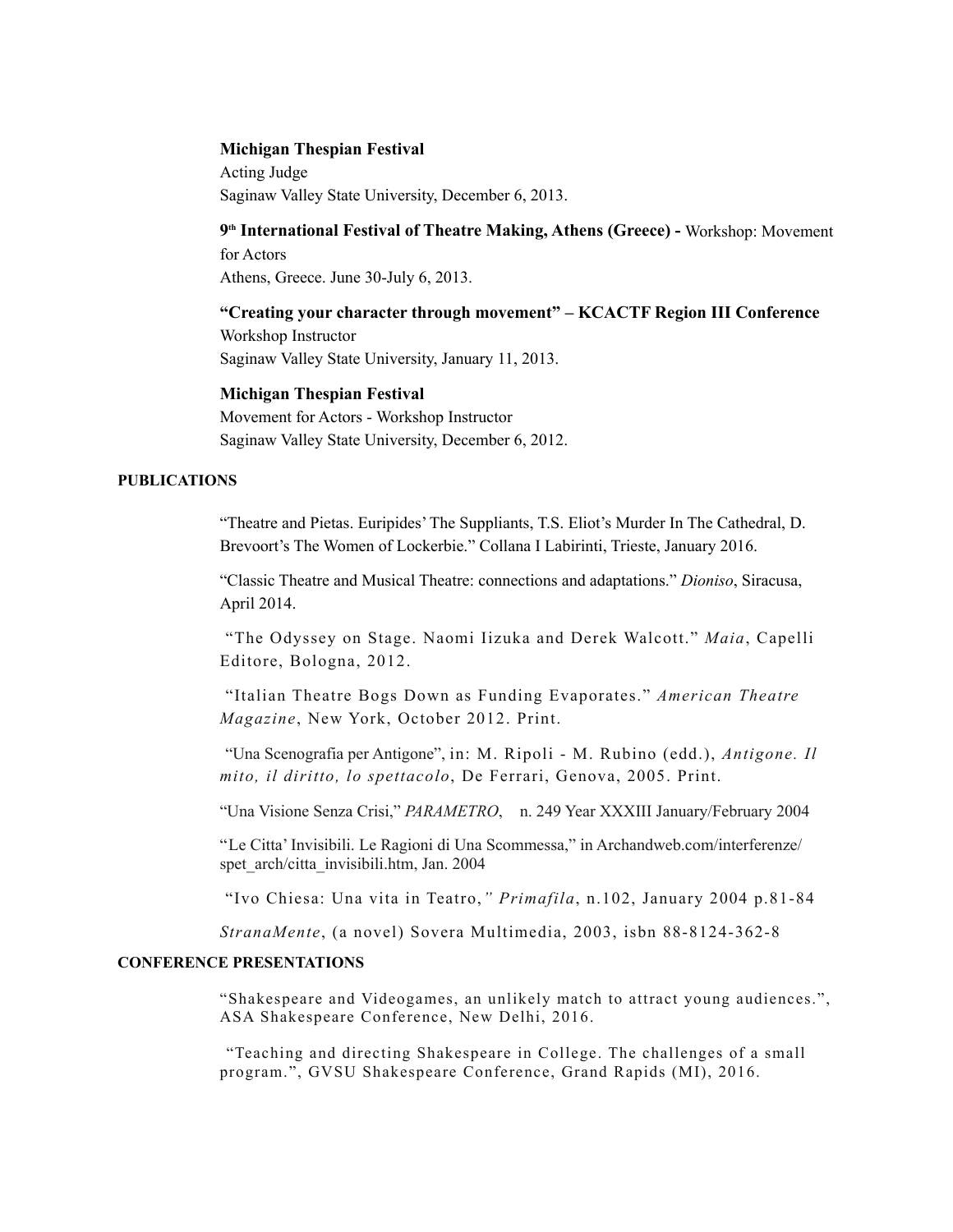**Michigan Thespian Festival**
Acting Judge
Saginaw Valley State University, December 6, 2013.

**9th International Festival of Theatre Making, Athens (Greece) -** Workshop: Movement for Actors
Athens, Greece. June 30-July 6, 2013.

**"Creating your character through movement" – KCACTF Region III Conference**
Workshop Instructor
Saginaw Valley State University, January 11, 2013.

**Michigan Thespian Festival**
Movement for Actors - Workshop Instructor
Saginaw Valley State University, December 6, 2012.

**PUBLICATIONS**

"Theatre and Pietas. Euripides' The Suppliants, T.S. Eliot's Murder In The Cathedral, D. Brevoort's The Women of Lockerbie." Collana I Labirinti, Trieste, January 2016.

"Classic Theatre and Musical Theatre: connections and adaptations." *Dioniso*, Siracusa, April 2014.

"The Odyssey on Stage. Naomi Iizuka and Derek Walcott." *Maia*, Capelli Editore, Bologna, 2012.

"Italian Theatre Bogs Down as Funding Evaporates." *American Theatre Magazine*, New York, October 2012. Print.

"Una Scenografia per Antigone", in: M. Ripoli - M. Rubino (edd.), *Antigone. Il mito, il diritto, lo spettacolo*, De Ferrari, Genova, 2005. Print.

"Una Visione Senza Crisi," *PARAMETRO*, n. 249 Year XXXIII January/February 2004

"Le Citta' Invisibili. Le Ragioni di Una Scommessa," in Archandweb.com/interferenze/spet_arch/citta_invisibili.htm, Jan. 2004

"Ivo Chiesa: Una vita in Teatro," *Primafila*, n.102, January 2004 p.81-84

*StranaMente*, (a novel) Sovera Multimedia, 2003, isbn 88-8124-362-8

**CONFERENCE PRESENTATIONS**

"Shakespeare and Videogames, an unlikely match to attract young audiences.", ASA Shakespeare Conference, New Delhi, 2016.

"Teaching and directing Shakespeare in College. The challenges of a small program.", GVSU Shakespeare Conference, Grand Rapids (MI), 2016.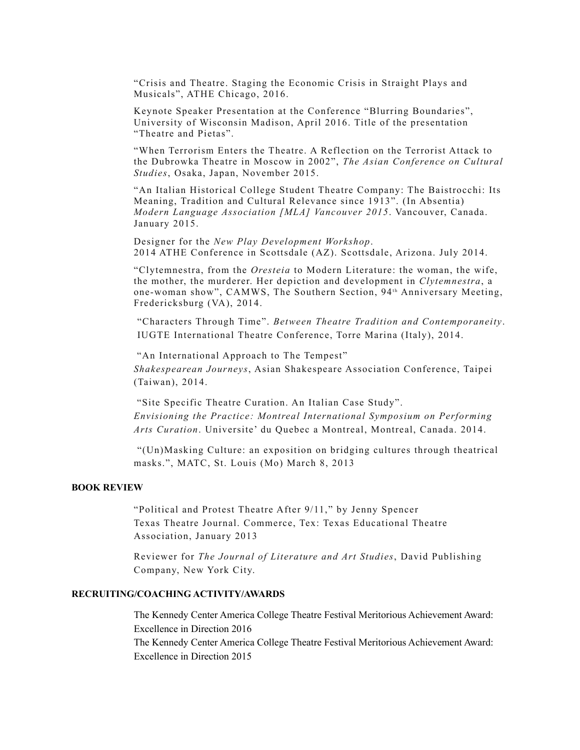"Crisis and Theatre. Staging the Economic Crisis in Straight Plays and Musicals", ATHE Chicago, 2016.

Keynote Speaker Presentation at the Conference "Blurring Boundaries", University of Wisconsin Madison, April 2016. Title of the presentation "Theatre and Pietas".

"When Terrorism Enters the Theatre. A Reflection on the Terrorist Attack to the Dubrowka Theatre in Moscow in 2002", *The Asian Conference on Cultural Studies*, Osaka, Japan, November 2015.

"An Italian Historical College Student Theatre Company: The Baistrocchi: Its Meaning, Tradition and Cultural Relevance since 1913". (In Absentia) *Modern Language Association [MLA] Vancouver 2015*. Vancouver, Canada. January 2015.

Designer for the *New Play Development Workshop*.
2014 ATHE Conference in Scottsdale (AZ). Scottsdale, Arizona. July 2014.

"Clytemnestra, from the *Oresteia* to Modern Literature: the woman, the wife, the mother, the murderer. Her depiction and development in *Clytemnestra*, a one-woman show", CAMWS, The Southern Section, 94th Anniversary Meeting, Fredericksburg (VA), 2014.

"Characters Through Time". *Between Theatre Tradition and Contemporaneity*. IUGTE International Theatre Conference, Torre Marina (Italy), 2014.

"An International Approach to The Tempest"
*Shakespearean Journeys*, Asian Shakespeare Association Conference, Taipei (Taiwan), 2014.

"Site Specific Theatre Curation. An Italian Case Study".
*Envisioning the Practice: Montreal International Symposium on Performing Arts Curation*. Universite' du Quebec a Montreal, Montreal, Canada. 2014.

"(Un)Masking Culture: an exposition on bridging cultures through theatrical masks.", MATC, St. Louis (Mo) March 8, 2013

**BOOK REVIEW**

"Political and Protest Theatre After 9/11," by Jenny Spencer
Texas Theatre Journal. Commerce, Tex: Texas Educational Theatre Association, January 2013

Reviewer for *The Journal of Literature and Art Studies*, David Publishing Company, New York City.

**RECRUITING/COACHING ACTIVITY/AWARDS**

The Kennedy Center America College Theatre Festival Meritorious Achievement Award: Excellence in Direction 2016
The Kennedy Center America College Theatre Festival Meritorious Achievement Award: Excellence in Direction 2015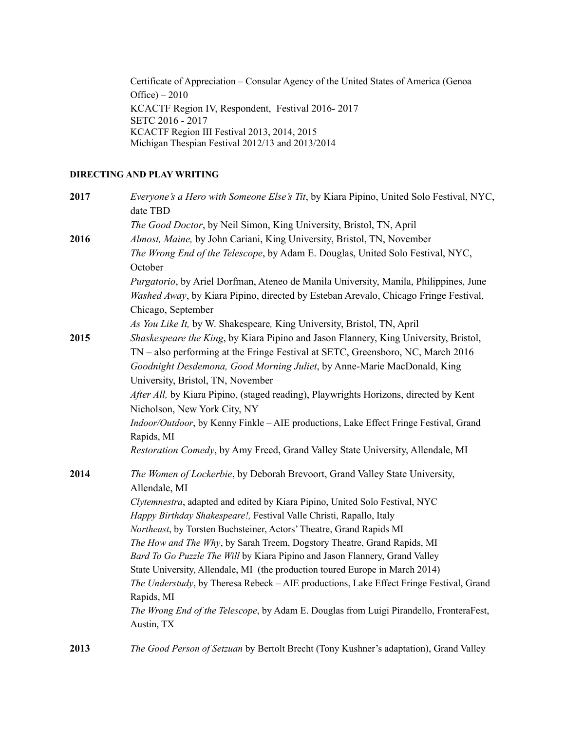Certificate of Appreciation – Consular Agency of the United States of America (Genoa Office) – 2010
KCACTF Region IV, Respondent, Festival 2016- 2017
SETC 2016 - 2017
KCACTF Region III Festival 2013, 2014, 2015
Michigan Thespian Festival 2012/13 and 2013/2014

**DIRECTING AND PLAY WRITING**

**2017** *Everyone's a Hero with Someone Else's Tit*, by Kiara Pipino, United Solo Festival, NYC, date TBD
*The Good Doctor*, by Neil Simon, King University, Bristol, TN, April

**2016** *Almost, Maine,* by John Cariani, King University, Bristol, TN, November
*The Wrong End of the Telescope*, by Adam E. Douglas, United Solo Festival, NYC, October
*Purgatorio*, by Ariel Dorfman, Ateneo de Manila University, Manila, Philippines, June
*Washed Away*, by Kiara Pipino, directed by Esteban Arevalo, Chicago Fringe Festival, Chicago, September
*As You Like It,* by W. Shakespeare*,* King University, Bristol, TN, April

**2015** *Shaskespeare the King*, by Kiara Pipino and Jason Flannery, King University, Bristol, TN – also performing at the Fringe Festival at SETC, Greensboro, NC, March 2016
*Goodnight Desdemona, Good Morning Juliet*, by Anne-Marie MacDonald, King University, Bristol, TN, November
*After All,* by Kiara Pipino, (staged reading), Playwrights Horizons, directed by Kent Nicholson, New York City, NY
*Indoor/Outdoor*, by Kenny Finkle – AIE productions, Lake Effect Fringe Festival, Grand Rapids, MI
*Restoration Comedy*, by Amy Freed, Grand Valley State University, Allendale, MI

**2014** *The Women of Lockerbie*, by Deborah Brevoort, Grand Valley State University, Allendale, MI
*Clytemnestra*, adapted and edited by Kiara Pipino, United Solo Festival, NYC
*Happy Birthday Shakespeare!,* Festival Valle Christi, Rapallo, Italy
*Northeast*, by Torsten Buchsteiner, Actors' Theatre, Grand Rapids MI
*The How and The Why*, by Sarah Treem, Dogstory Theatre, Grand Rapids, MI
*Bard To Go Puzzle The Will* by Kiara Pipino and Jason Flannery, Grand Valley State University, Allendale, MI (the production toured Europe in March 2014)
*The Understudy*, by Theresa Rebeck – AIE productions, Lake Effect Fringe Festival, Grand Rapids, MI
*The Wrong End of the Telescope*, by Adam E. Douglas from Luigi Pirandello, FronteraFest, Austin, TX

**2013** *The Good Person of Setzuan* by Bertolt Brecht (Tony Kushner's adaptation), Grand Valley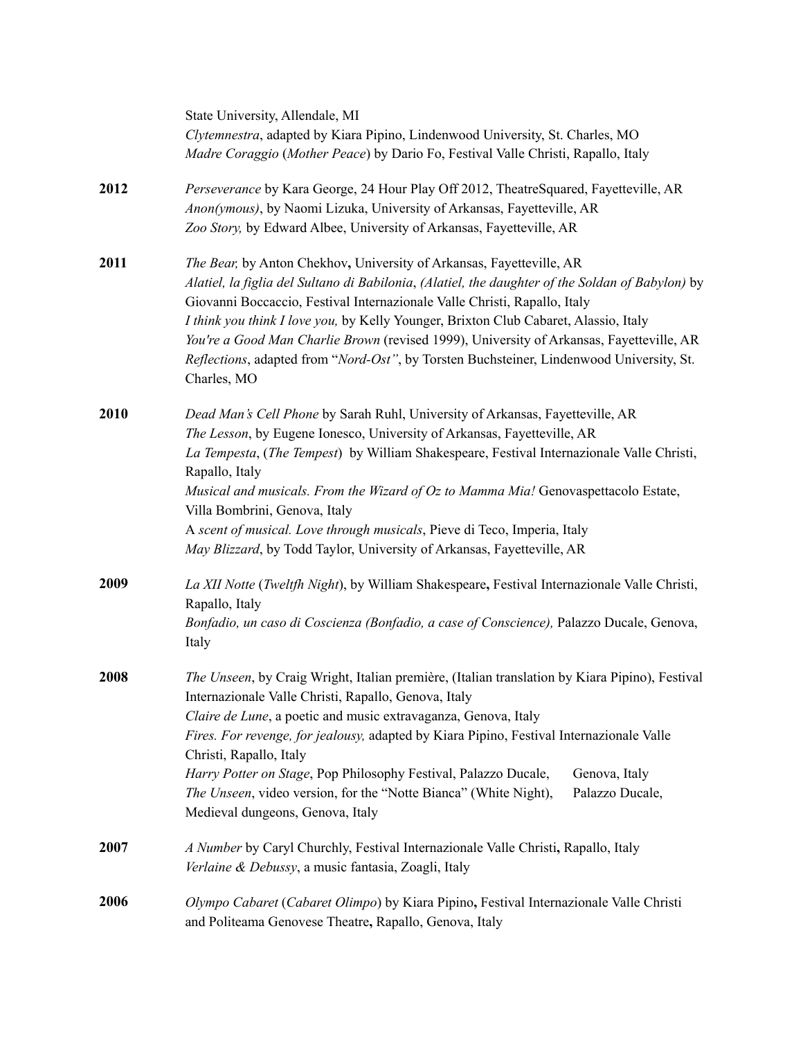State University, Allendale, MI
*Clytemnestra*, adapted by Kiara Pipino, Lindenwood University, St. Charles, MO
*Madre Coraggio* (*Mother Peace*) by Dario Fo, Festival Valle Christi, Rapallo, Italy

**2012**
*Perseverance* by Kara George, 24 Hour Play Off 2012, TheatreSquared, Fayetteville, AR
*Anon(ymous)*, by Naomi Lizuka, University of Arkansas, Fayetteville, AR
*Zoo Story,* by Edward Albee, University of Arkansas, Fayetteville, AR

**2011**
*The Bear,* by Anton Chekhov**,** University of Arkansas, Fayetteville, AR
*Alatiel, la figlia del Sultano di Babilonia*, *(Alatiel, the daughter of the Soldan of Babylon)* by Giovanni Boccaccio, Festival Internazionale Valle Christi, Rapallo, Italy
*I think you think I love you,* by Kelly Younger, Brixton Club Cabaret, Alassio, Italy
*You're a Good Man Charlie Brown* (revised 1999), University of Arkansas, Fayetteville, AR
*Reflections*, adapted from "*Nord-Ost"*, by Torsten Buchsteiner, Lindenwood University, St. Charles, MO

**2010**
*Dead Man's Cell Phone* by Sarah Ruhl, University of Arkansas, Fayetteville, AR
*The Lesson*, by Eugene Ionesco, University of Arkansas, Fayetteville, AR
*La Tempesta*, (*The Tempest*) by William Shakespeare, Festival Internazionale Valle Christi, Rapallo, Italy
*Musical and musicals. From the Wizard of Oz to Mamma Mia!* Genovaspettacolo Estate, Villa Bombrini, Genova, Italy
A *scent of musical. Love through musicals*, Pieve di Teco, Imperia, Italy
*May Blizzard*, by Todd Taylor, University of Arkansas, Fayetteville, AR

**2009**
*La XII Notte* (*Tweltfh Night*), by William Shakespeare**,** Festival Internazionale Valle Christi, Rapallo, Italy
*Bonfadio, un caso di Coscienza (Bonfadio, a case of Conscience),* Palazzo Ducale, Genova, Italy

**2008**
*The Unseen*, by Craig Wright, Italian première, (Italian translation by Kiara Pipino), Festival Internazionale Valle Christi, Rapallo, Genova, Italy
*Claire de Lune*, a poetic and music extravaganza, Genova, Italy
*Fires. For revenge, for jealousy,* adapted by Kiara Pipino, Festival Internazionale Valle Christi, Rapallo, Italy
*Harry Potter on Stage*, Pop Philosophy Festival, Palazzo Ducale, Genova, Italy
*The Unseen*, video version, for the "Notte Bianca" (White Night), Palazzo Ducale, Medieval dungeons, Genova, Italy

**2007**
*A Number* by Caryl Churchly, Festival Internazionale Valle Christi**,** Rapallo, Italy
*Verlaine & Debussy*, a music fantasia, Zoagli, Italy

**2006**
*Olympo Cabaret* (*Cabaret Olimpo*) by Kiara Pipino**,** Festival Internazionale Valle Christi and Politeama Genovese Theatre**,** Rapallo, Genova, Italy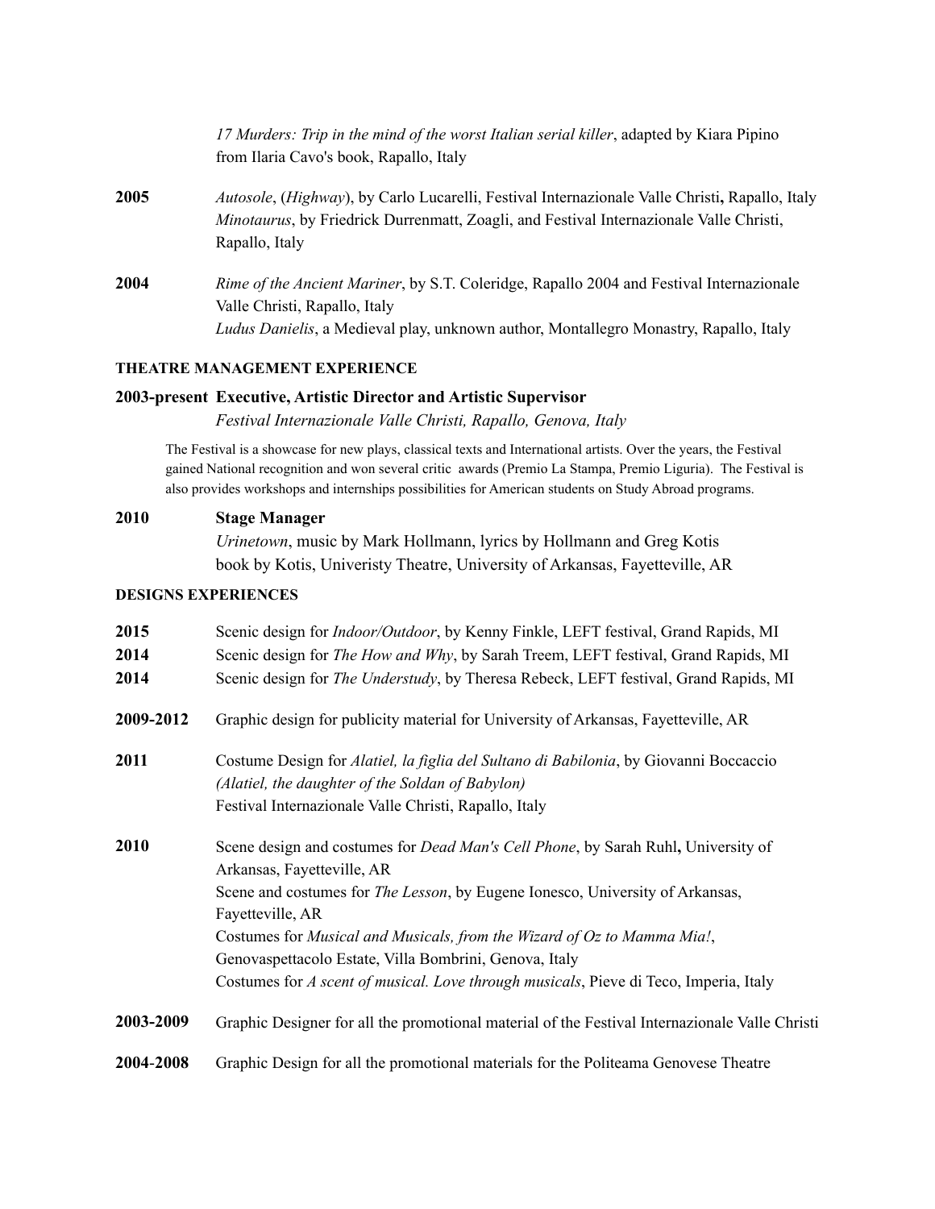*17 Murders: Trip in the mind of the worst Italian serial killer*, adapted by Kiara Pipino from Ilaria Cavo's book, Rapallo, Italy

**2005** *Autosole*, (*Highway*), by Carlo Lucarelli, Festival Internazionale Valle Christi**,** Rapallo, Italy
*Minotaurus*, by Friedrick Durrenmatt, Zoagli, and Festival Internazionale Valle Christi, Rapallo, Italy

**2004** *Rime of the Ancient Mariner*, by S.T. Coleridge, Rapallo 2004 and Festival Internazionale Valle Christi, Rapallo, Italy
*Ludus Danielis*, a Medieval play, unknown author, Montallegro Monastry, Rapallo, Italy

#### THEATRE MANAGEMENT EXPERIENCE

**2003-present Executive, Artistic Director and Artistic Supervisor**
*Festival Internazionale Valle Christi, Rapallo, Genova, Italy*

The Festival is a showcase for new plays, classical texts and International artists. Over the years, the Festival gained National recognition and won several critic awards (Premio La Stampa, Premio Liguria). The Festival is also provides workshops and internships possibilities for American students on Study Abroad programs.

**2010 Stage Manager**
*Urinetown*, music by Mark Hollmann, lyrics by Hollmann and Greg Kotis book by Kotis, Univeristy Theatre, University of Arkansas, Fayetteville, AR

#### DESIGNS EXPERIENCES

**2015** Scenic design for *Indoor/Outdoor*, by Kenny Finkle, LEFT festival, Grand Rapids, MI
**2014** Scenic design for *The How and Why*, by Sarah Treem, LEFT festival, Grand Rapids, MI
**2014** Scenic design for *The Understudy*, by Theresa Rebeck, LEFT festival, Grand Rapids, MI

**2009-2012** Graphic design for publicity material for University of Arkansas, Fayetteville, AR

**2011** Costume Design for *Alatiel, la figlia del Sultano di Babilonia*, by Giovanni Boccaccio *(Alatiel, the daughter of the Soldan of Babylon)*
Festival Internazionale Valle Christi, Rapallo, Italy

**2010** Scene design and costumes for *Dead Man's Cell Phone*, by Sarah Ruhl**,** University of Arkansas, Fayetteville, AR
Scene and costumes for *The Lesson*, by Eugene Ionesco, University of Arkansas, Fayetteville, AR
Costumes for *Musical and Musicals, from the Wizard of Oz to Mamma Mia!*, Genovaspettacolo Estate, Villa Bombrini, Genova, Italy
Costumes for *A scent of musical. Love through musicals*, Pieve di Teco, Imperia, Italy

**2003-2009** Graphic Designer for all the promotional material of the Festival Internazionale Valle Christi

**2004-2008** Graphic Design for all the promotional materials for the Politeama Genovese Theatre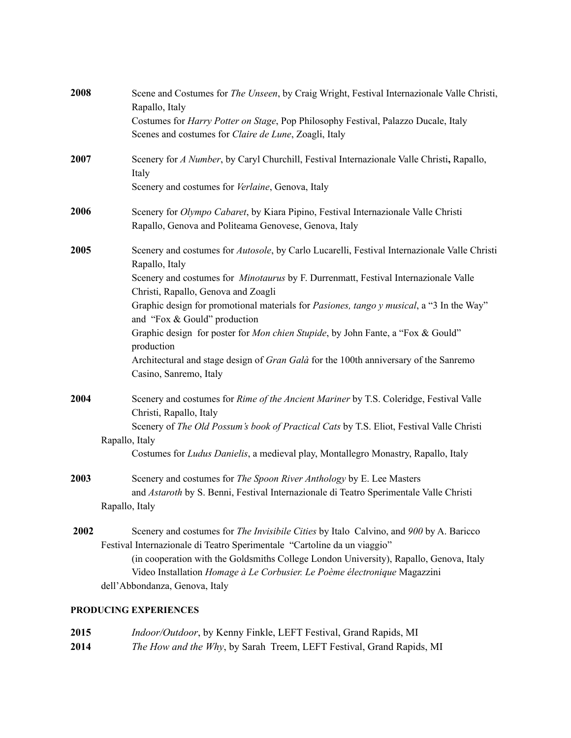**2008** Scene and Costumes for *The Unseen*, by Craig Wright, Festival Internazionale Valle Christi, Rapallo, Italy
Costumes for *Harry Potter on Stage*, Pop Philosophy Festival, Palazzo Ducale, Italy
Scenes and costumes for *Claire de Lune*, Zoagli, Italy

**2007** Scenery for *A Number*, by Caryl Churchill, Festival Internazionale Valle Christi**,** Rapallo, Italy
Scenery and costumes for *Verlaine*, Genova, Italy

**2006** Scenery for *Olympo Cabaret*, by Kiara Pipino, Festival Internazionale Valle Christi Rapallo, Genova and Politeama Genovese, Genova, Italy

**2005** Scenery and costumes for *Autosole*, by Carlo Lucarelli, Festival Internazionale Valle Christi Rapallo, Italy
Scenery and costumes for *Minotaurus* by F. Durrenmatt, Festival Internazionale Valle Christi, Rapallo, Genova and Zoagli
Graphic design for promotional materials for *Pasiones, tango y musical*, a "3 In the Way" and "Fox & Gould" production
Graphic design for poster for *Mon chien Stupide*, by John Fante, a "Fox & Gould" production
Architectural and stage design of *Gran Galà* for the 100th anniversary of the Sanremo Casino, Sanremo, Italy

**2004** Scenery and costumes for *Rime of the Ancient Mariner* by T.S. Coleridge, Festival Valle Christi, Rapallo, Italy
Scenery of *The Old Possum's book of Practical Cats* by T.S. Eliot, Festival Valle Christi Rapallo, Italy
Costumes for *Ludus Danielis*, a medieval play, Montallegro Monastry, Rapallo, Italy

**2003** Scenery and costumes for *The Spoon River Anthology* by E. Lee Masters and *Astaroth* by S. Benni, Festival Internazionale di Teatro Sperimentale Valle Christi Rapallo, Italy

**2002** Scenery and costumes for *The Invisibile Cities* by Italo Calvino, and *900* by A. Baricco Festival Internazionale di Teatro Sperimentale "Cartoline da un viaggio" (in cooperation with the Goldsmiths College London University), Rapallo, Genova, Italy
Video Installation *Homage à Le Corbusier. Le Poème électronique* Magazzini dell'Abbondanza, Genova, Italy

**PRODUCING EXPERIENCES**

**2015** *Indoor/Outdoor*, by Kenny Finkle, LEFT Festival, Grand Rapids, MI
**2014** *The How and the Why*, by Sarah Treem, LEFT Festival, Grand Rapids, MI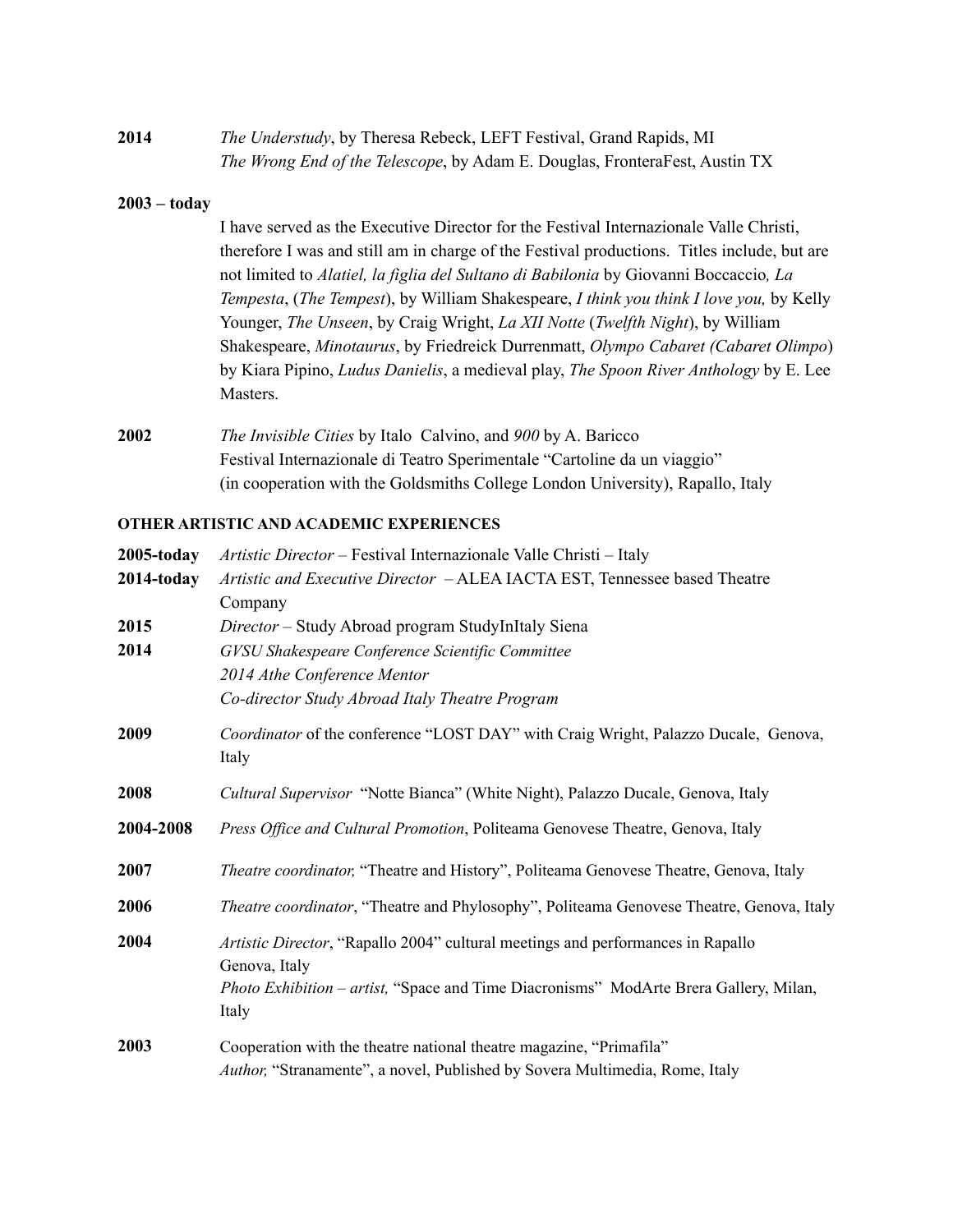**2014** *The Understudy*, by Theresa Rebeck, LEFT Festival, Grand Rapids, MI
*The Wrong End of the Telescope*, by Adam E. Douglas, FronteraFest, Austin TX

**2003 – today**
I have served as the Executive Director for the Festival Internazionale Valle Christi, therefore I was and still am in charge of the Festival productions. Titles include, but are not limited to *Alatiel, la figlia del Sultano di Babilonia* by Giovanni Boccaccio*, La Tempesta*, (*The Tempest*), by William Shakespeare, *I think you think I love you,* by Kelly Younger, *The Unseen*, by Craig Wright, *La XII Notte* (*Twelfth Night*), by William Shakespeare, *Minotaurus*, by Friedreick Durrenmatt, *Olympo Cabaret (Cabaret Olimpo*) by Kiara Pipino, *Ludus Danielis*, a medieval play, *The Spoon River Anthology* by E. Lee Masters.

**2002** *The Invisible Cities* by Italo Calvino, and *900* by A. Baricco
Festival Internazionale di Teatro Sperimentale "Cartoline da un viaggio"
(in cooperation with the Goldsmiths College London University), Rapallo, Italy

**OTHER ARTISTIC AND ACADEMIC EXPERIENCES**

**2005-today** *Artistic Director* – Festival Internazionale Valle Christi – Italy

**2014-today** *Artistic and Executive Director* – ALEA IACTA EST, Tennessee based Theatre Company

**2015** *Director* – Study Abroad program StudyInItaly Siena

**2014** *GVSU Shakespeare Conference Scientific Committee*
*2014 Athe Conference Mentor*
*Co-director Study Abroad Italy Theatre Program*

**2009** *Coordinator* of the conference "LOST DAY" with Craig Wright, Palazzo Ducale, Genova, Italy

**2008** *Cultural Supervisor* "Notte Bianca" (White Night), Palazzo Ducale, Genova, Italy

**2004-2008** *Press Office and Cultural Promotion*, Politeama Genovese Theatre, Genova, Italy

**2007** *Theatre coordinator,* "Theatre and History", Politeama Genovese Theatre, Genova, Italy

**2006** *Theatre coordinator*, "Theatre and Phylosophy", Politeama Genovese Theatre, Genova, Italy

**2004** *Artistic Director*, "Rapallo 2004" cultural meetings and performances in Rapallo Genova, Italy
*Photo Exhibition – artist,* "Space and Time Diacronisms" ModArte Brera Gallery, Milan, Italy

**2003** Cooperation with the theatre national theatre magazine, "Primafila"
*Author,* "Stranamente", a novel, Published by Sovera Multimedia, Rome, Italy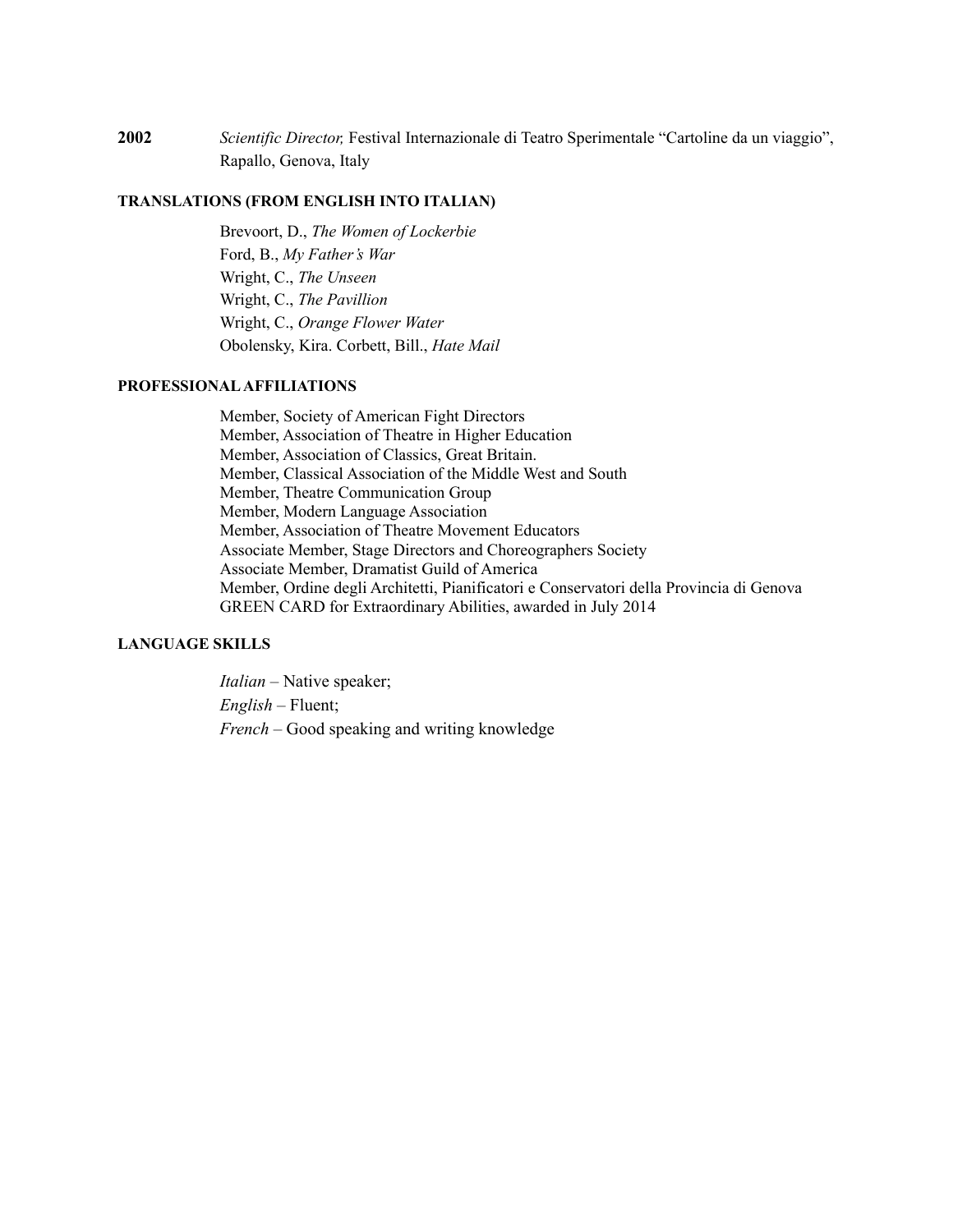**2002** *Scientific Director,* Festival Internazionale di Teatro Sperimentale "Cartoline da un viaggio", Rapallo, Genova, Italy

**TRANSLATIONS (FROM ENGLISH INTO ITALIAN)**

Brevoort, D., *The Women of Lockerbie*
Ford, B., *My Father's War*
Wright, C., *The Unseen*
Wright, C., *The Pavillion*
Wright, C., *Orange Flower Water*
Obolensky, Kira. Corbett, Bill., *Hate Mail*

**PROFESSIONAL AFFILIATIONS**

Member, Society of American Fight Directors
Member, Association of Theatre in Higher Education
Member, Association of Classics, Great Britain.
Member, Classical Association of the Middle West and South
Member, Theatre Communication Group
Member, Modern Language Association
Member, Association of Theatre Movement Educators
Associate Member, Stage Directors and Choreographers Society
Associate Member, Dramatist Guild of America
Member, Ordine degli Architetti, Pianificatori e Conservatori della Provincia di Genova
GREEN CARD for Extraordinary Abilities, awarded in July 2014

**LANGUAGE SKILLS**

*Italian* – Native speaker;
*English* – Fluent;
*French* – Good speaking and writing knowledge